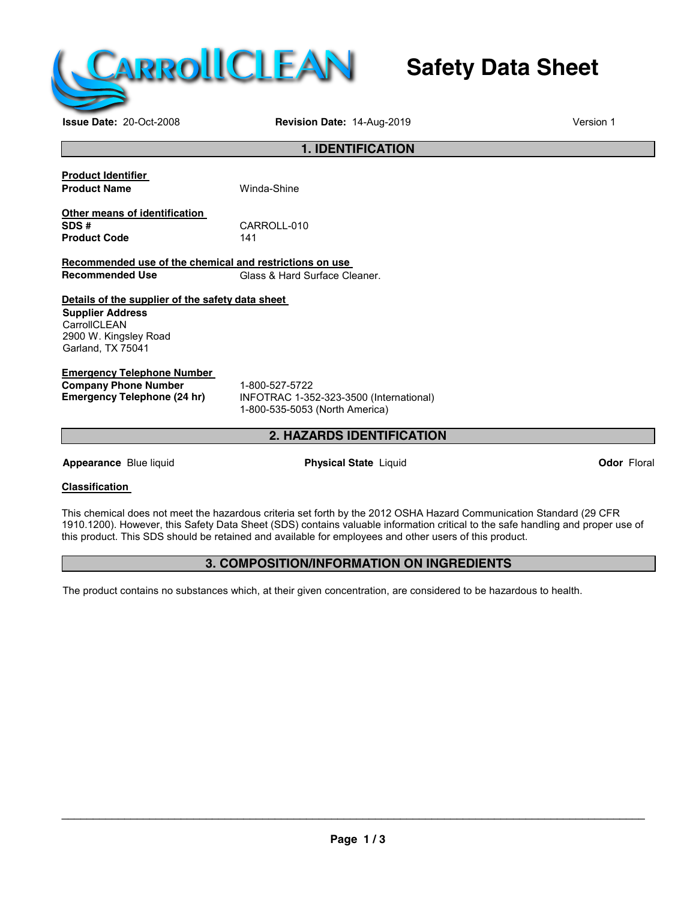CarrollCLEAN

# Safety Data Sheet

**Issue Date:** 20-Oct-2008 **Revision Date:** 14-Aug-2019 Version 1

## 1. IDENTIFICATION

**Product Identifier**

**Product Name** Winda-Shine

**Other means of identification**

**SDS #** CARROLL-010

**Product Code** 141

**Recommended use of the chemical and restrictions on use**

**Recommended Use** Glass & Hard Surface Cleaner.

**Details of the supplier of the safety data sheet**

**Supplier Address**
CarrollCLEAN
2900 W. Kingsley Road
Garland, TX 75041

**Emergency Telephone Number**

**Company Phone Number** 1-800-527-5722

**Emergency Telephone (24 hr)** INFOTRAC 1-352-323-3500 (International)
1-800-535-5053 (North America)

## 2. HAZARDS IDENTIFICATION

**Appearance** Blue liquid **Physical State** Liquid **Odor** Floral

**Classification**

This chemical does not meet the hazardous criteria set forth by the 2012 OSHA Hazard Communication Standard (29 CFR 1910.1200). However, this Safety Data Sheet (SDS) contains valuable information critical to the safe handling and proper use of this product. This SDS should be retained and available for employees and other users of this product.

## 3. COMPOSITION/INFORMATION ON INGREDIENTS

The product contains no substances which, at their given concentration, are considered to be hazardous to health.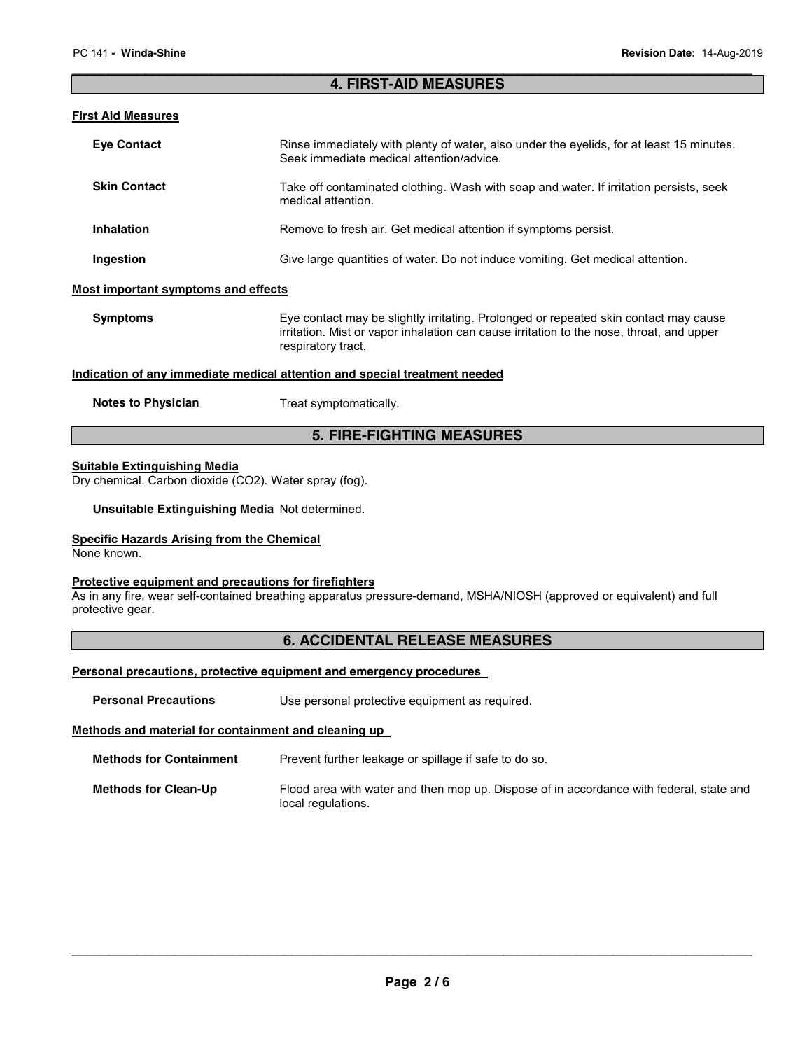## 4. FIRST-AID MEASURES

### First Aid Measures

**Eye Contact** Rinse immediately with plenty of water, also under the eyelids, for at least 15 minutes. Seek immediate medical attention/advice.

**Skin Contact** Take off contaminated clothing. Wash with soap and water. If irritation persists, seek medical attention.

**Inhalation** Remove to fresh air. Get medical attention if symptoms persist.

**Ingestion** Give large quantities of water. Do not induce vomiting. Get medical attention.

### Most important symptoms and effects

**Symptoms** Eye contact may be slightly irritating. Prolonged or repeated skin contact may cause irritation. Mist or vapor inhalation can cause irritation to the nose, throat, and upper respiratory tract.

### Indication of any immediate medical attention and special treatment needed

**Notes to Physician** Treat symptomatically.

## 5. FIRE-FIGHTING MEASURES

### Suitable Extinguishing Media

Dry chemical. Carbon dioxide ($CO_2$). Water spray (fog).

**Unsuitable Extinguishing Media** Not determined.

### Specific Hazards Arising from the Chemical

None known.

### Protective equipment and precautions for firefighters

As in any fire, wear self-contained breathing apparatus pressure-demand, MSHA/NIOSH (approved or equivalent) and full protective gear.

## 6. ACCIDENTAL RELEASE MEASURES

### Personal precautions, protective equipment and emergency procedures

**Personal Precautions** Use personal protective equipment as required.

### Methods and material for containment and cleaning up

**Methods for Containment** Prevent further leakage or spillage if safe to do so.

**Methods for Clean-Up** Flood area with water and then mop up. Dispose of in accordance with federal, state and local regulations.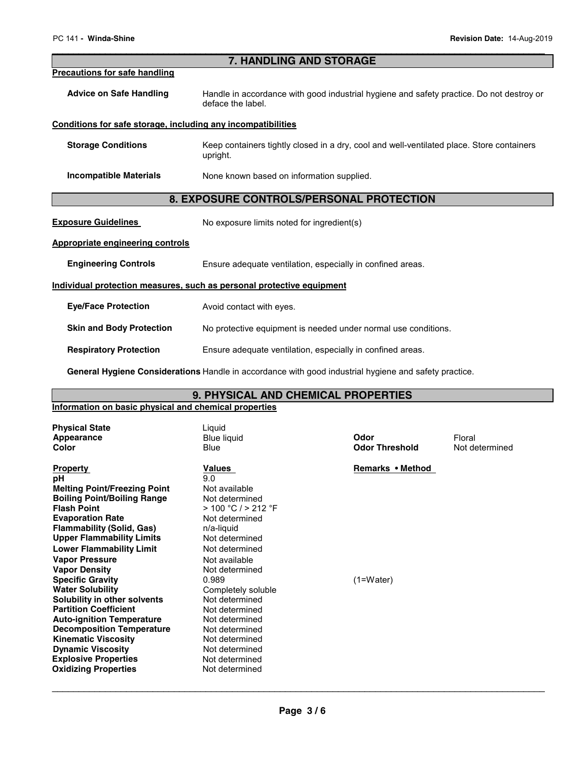## 7. HANDLING AND STORAGE

### Precautions for safe handling

**Advice on Safe Handling** Handle in accordance with good industrial hygiene and safety practice. Do not destroy or deface the label.

### Conditions for safe storage, including any incompatibilities

**Storage Conditions** Keep containers tightly closed in a dry, cool and well-ventilated place. Store containers upright.

**Incompatible Materials** None known based on information supplied.

## 8. EXPOSURE CONTROLS/PERSONAL PROTECTION

**Exposure Guidelines** No exposure limits noted for ingredient(s)

### Appropriate engineering controls

**Engineering Controls** Ensure adequate ventilation, especially in confined areas.

### Individual protection measures, such as personal protective equipment

**Eye/Face Protection** Avoid contact with eyes.

**Skin and Body Protection** No protective equipment is needed under normal use conditions.

**Respiratory Protection** Ensure adequate ventilation, especially in confined areas.

**General Hygiene Considerations** Handle in accordance with good industrial hygiene and safety practice.

## 9. PHYSICAL AND CHEMICAL PROPERTIES

### Information on basic physical and chemical properties

| | | | |
|---|---|---|---|
| **Physical State** | Liquid | | |
| **Appearance** | Blue liquid | **Odor** | Floral |
| **Color** | Blue | **Odor Threshold** | Not determined |

| **Property** | **Values** | **Remarks • Method** |
|---|---|---|
| **pH** | 9.0 | |
| **Melting Point/Freezing Point** | Not available | |
| **Boiling Point/Boiling Range** | Not determined | |
| **Flash Point** | > 100 °C / > 212 °F | |
| **Evaporation Rate** | Not determined | |
| **Flammability (Solid, Gas)** | n/a-liquid | |
| **Upper Flammability Limits** | Not determined | |
| **Lower Flammability Limit** | Not determined | |
| **Vapor Pressure** | Not available | |
| **Vapor Density** | Not determined | |
| **Specific Gravity** | 0.989 | (1=Water) |
| **Water Solubility** | Completely soluble | |
| **Solubility in other solvents** | Not determined | |
| **Partition Coefficient** | Not determined | |
| **Auto-ignition Temperature** | Not determined | |
| **Decomposition Temperature** | Not determined | |
| **Kinematic Viscosity** | Not determined | |
| **Dynamic Viscosity** | Not determined | |
| **Explosive Properties** | Not determined | |
| **Oxidizing Properties** | Not determined | |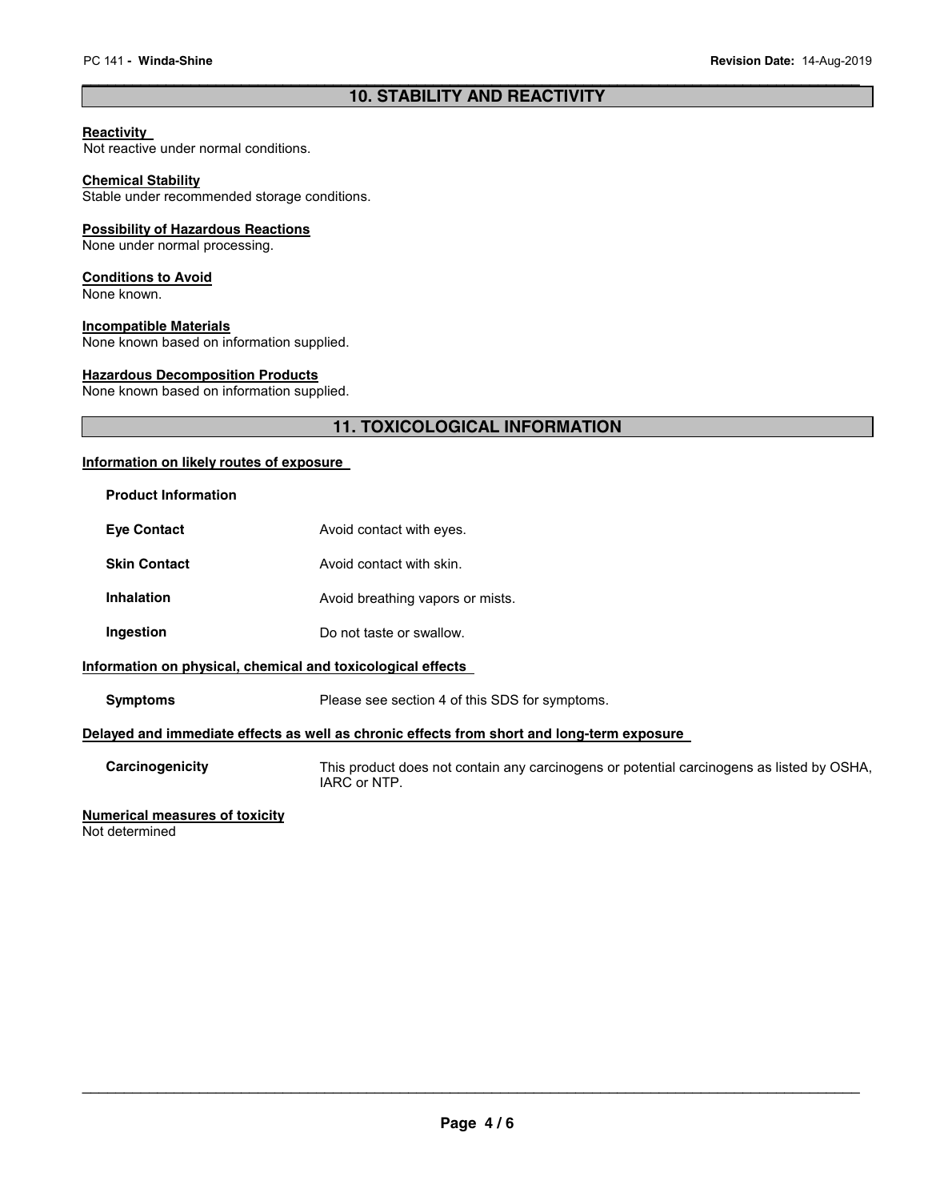## 10. STABILITY AND REACTIVITY

**Reactivity**
Not reactive under normal conditions.

**Chemical Stability**
Stable under recommended storage conditions.

**Possibility of Hazardous Reactions**
None under normal processing.

**Conditions to Avoid**
None known.

**Incompatible Materials**
None known based on information supplied.

**Hazardous Decomposition Products**
None known based on information supplied.

## 11. TOXICOLOGICAL INFORMATION

**Information on likely routes of exposure**

**Product Information**

| | |
|---|---|
| **Eye Contact** | Avoid contact with eyes. |
| **Skin Contact** | Avoid contact with skin. |
| **Inhalation** | Avoid breathing vapors or mists. |
| **Ingestion** | Do not taste or swallow. |

**Information on physical, chemical and toxicological effects**

| | |
|---|---|
| **Symptoms** | Please see section 4 of this SDS for symptoms. |

**Delayed and immediate effects as well as chronic effects from short and long-term exposure**

| | |
|---|---|
| **Carcinogenicity** | This product does not contain any carcinogens or potential carcinogens as listed by OSHA, IARC or NTP. |

**Numerical measures of toxicity**
Not determined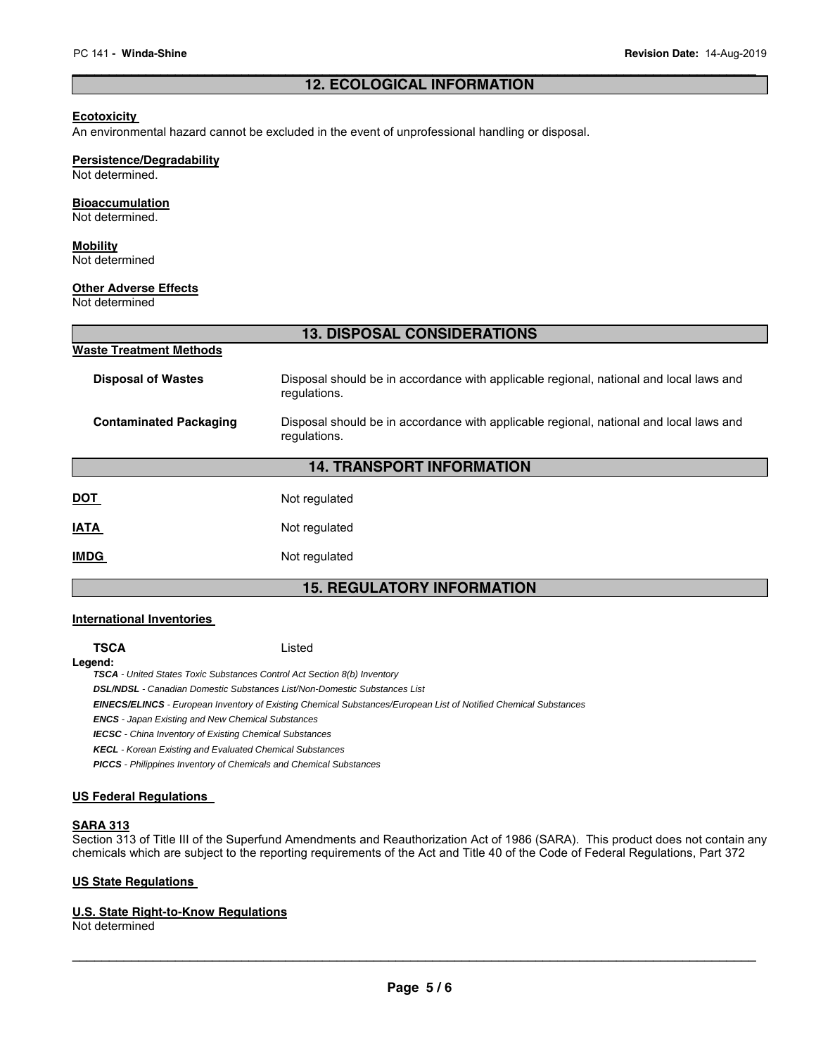## 12. ECOLOGICAL INFORMATION

**Ecotoxicity**

An environmental hazard cannot be excluded in the event of unprofessional handling or disposal.

**Persistence/Degradability**

Not determined.

**Bioaccumulation**

Not determined.

**Mobility**

Not determined

**Other Adverse Effects**

Not determined

## 13. DISPOSAL CONSIDERATIONS

**Waste Treatment Methods**

| | |
|---|---|
| **Disposal of Wastes** | Disposal should be in accordance with applicable regional, national and local laws and regulations. |
| **Contaminated Packaging** | Disposal should be in accordance with applicable regional, national and local laws and regulations. |

## 14. TRANSPORT INFORMATION

| | |
|---|---|
| **DOT** | Not regulated |
| **IATA** | Not regulated |
| **IMDG** | Not regulated |

## 15. REGULATORY INFORMATION

**International Inventories**

**TSCA** Listed

**Legend:**

***TSCA*** *- United States Toxic Substances Control Act Section 8(b) Inventory*
***DSL/NDSL*** *- Canadian Domestic Substances List/Non-Domestic Substances List*
***EINECS/ELINCS*** *- European Inventory of Existing Chemical Substances/European List of Notified Chemical Substances*
***ENCS*** *- Japan Existing and New Chemical Substances*
***IECSC*** *- China Inventory of Existing Chemical Substances*
***KECL*** *- Korean Existing and Evaluated Chemical Substances*
***PICCS*** *- Philippines Inventory of Chemicals and Chemical Substances*

**US Federal Regulations**

**SARA 313**

Section 313 of Title III of the Superfund Amendments and Reauthorization Act of 1986 (SARA). This product does not contain any chemicals which are subject to the reporting requirements of the Act and Title 40 of the Code of Federal Regulations, Part 372

**US State Regulations**

**U.S. State Right-to-Know Regulations**

Not determined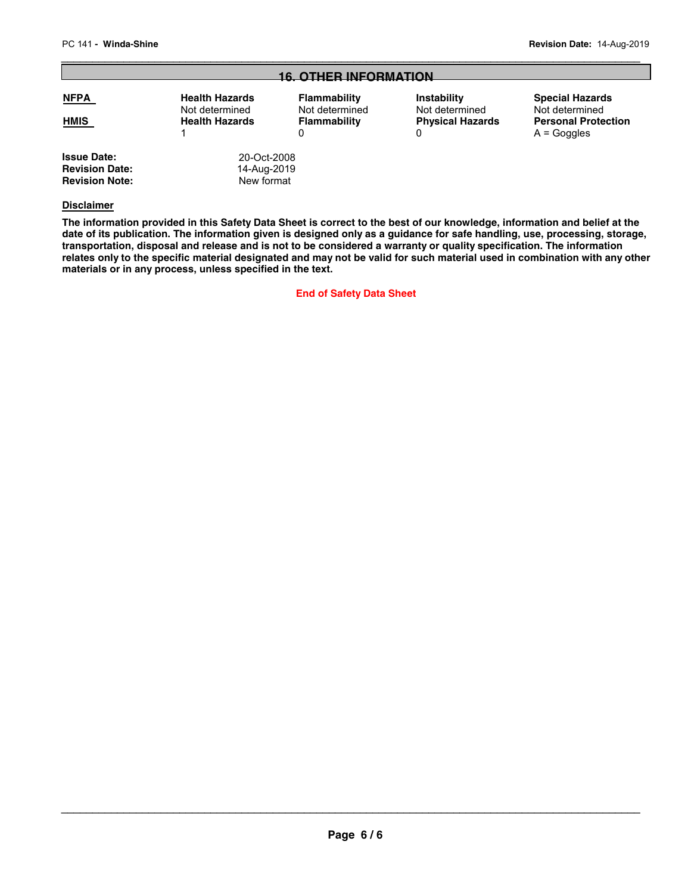## 16. OTHER INFORMATION

| | | | | |
|---|---|---|---|---|
| **NFPA** | **Health Hazards** | **Flammability** | **Instability** | **Special Hazards** |
| | Not determined | Not determined | Not determined | Not determined |
| **HMIS** | **Health Hazards** | **Flammability** | **Physical Hazards** | **Personal Protection** |
| | 1 | 0 | 0 | A = Goggles |

**Issue Date:** 20-Oct-2008
**Revision Date:** 14-Aug-2019
**Revision Note:** New format

**Disclaimer**

**The information provided in this Safety Data Sheet is correct to the best of our knowledge, information and belief at the date of its publication. The information given is designed only as a guidance for safe handling, use, processing, storage, transportation, disposal and release and is not to be considered a warranty or quality specification. The information relates only to the specific material designated and may not be valid for such material used in combination with any other materials or in any process, unless specified in the text.**

**End of Safety Data Sheet**